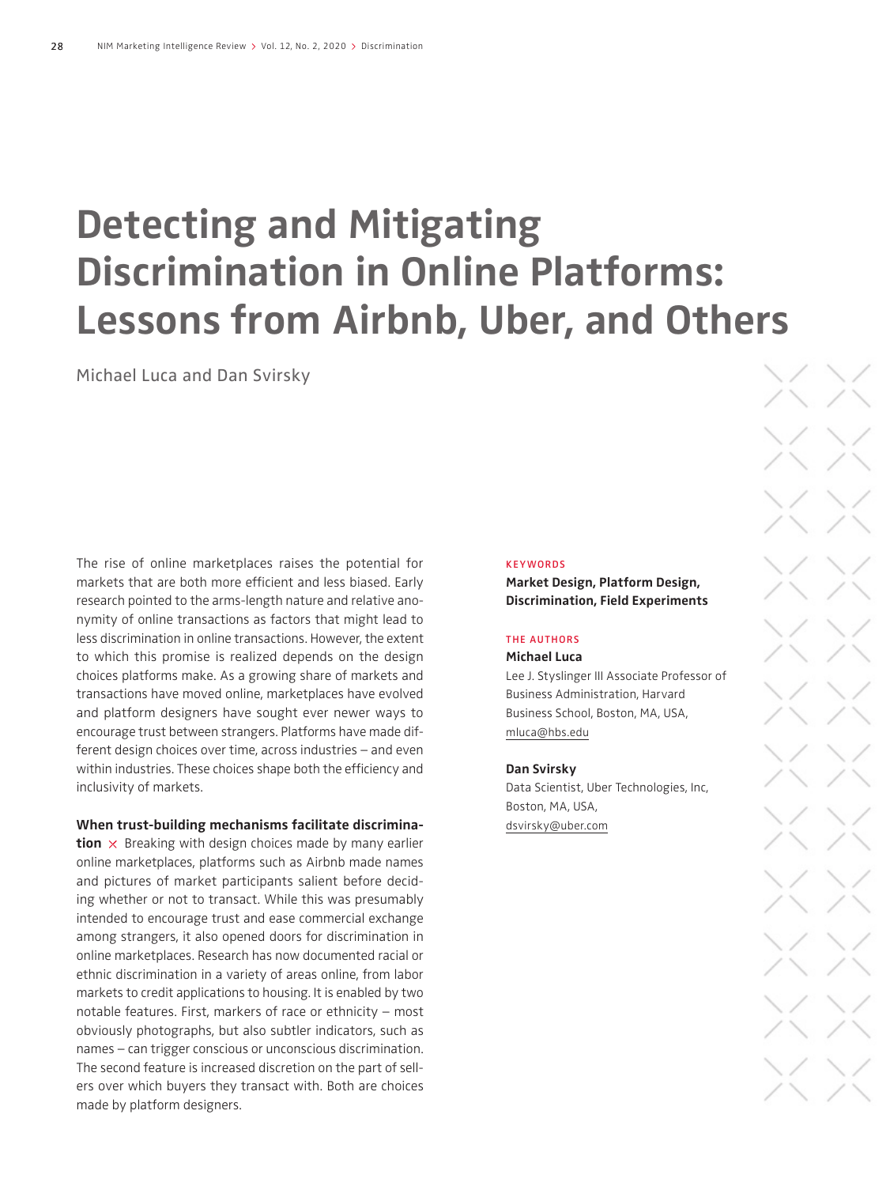# Detecting and Mitigating Discrimination in Online Platforms: Lessons from Airbnb, Uber, and Others

Michael Luca and Dan Svirsky

The rise of online marketplaces raises the potential for markets that are both more efficient and less biased. Early research pointed to the arms-length nature and relative anonymity of online transactions as factors that might lead to less discrimination in online transactions. However, the extent to which this promise is realized depends on the design choices platforms make. As a growing share of markets and transactions have moved online, marketplaces have evolved and platform designers have sought ever newer ways to encourage trust between strangers. Platforms have made different design choices over time, across industries – and even within industries. These choices shape both the efficiency and inclusivity of markets.

**When trust-building mechanisms facilitate discrimination** × Breaking with design choices made by many earlier online marketplaces, platforms such as Airbnb made names and pictures of market participants salient before deciding whether or not to transact. While this was presumably intended to encourage trust and ease commercial exchange among strangers, it also opened doors for discrimination in online marketplaces. Research has now documented racial or ethnic discrimination in a variety of areas online, from labor markets to credit applications to housing. It is enabled by two notable features. First, markers of race or ethnicity – most obviously photographs, but also subtler indicators, such as names – can trigger conscious or unconscious discrimination. The second feature is increased discretion on the part of sellers over which buyers they transact with. Both are choices made by platform designers.

**KEYWORDS**

**Market Design, Platform Design, Discrimination, Field Experiments**

**THE AUTHORS**

**Michael Luca**
Lee J. Styslinger III Associate Professor of Business Administration, Harvard Business School, Boston, MA, USA,
mluca@hbs.edu

**Dan Svirsky**
Data Scientist, Uber Technologies, Inc, Boston, MA, USA,
dsvirsky@uber.com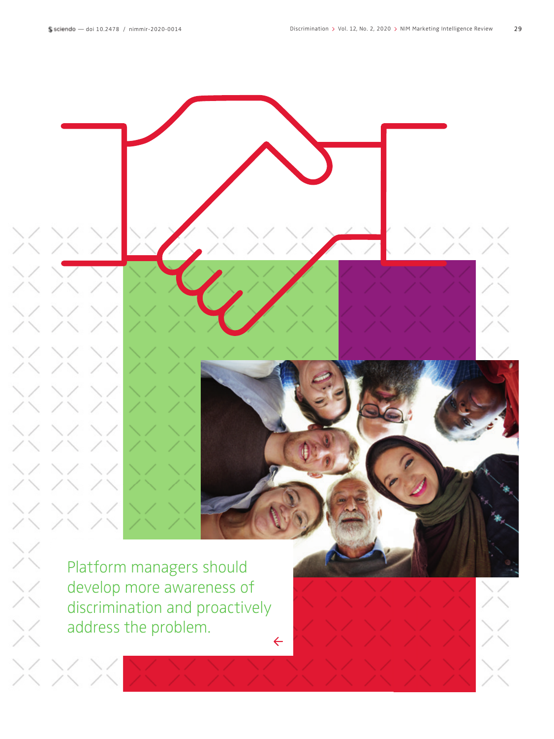Platform managers should develop more awareness of discrimination and proactively address the problem.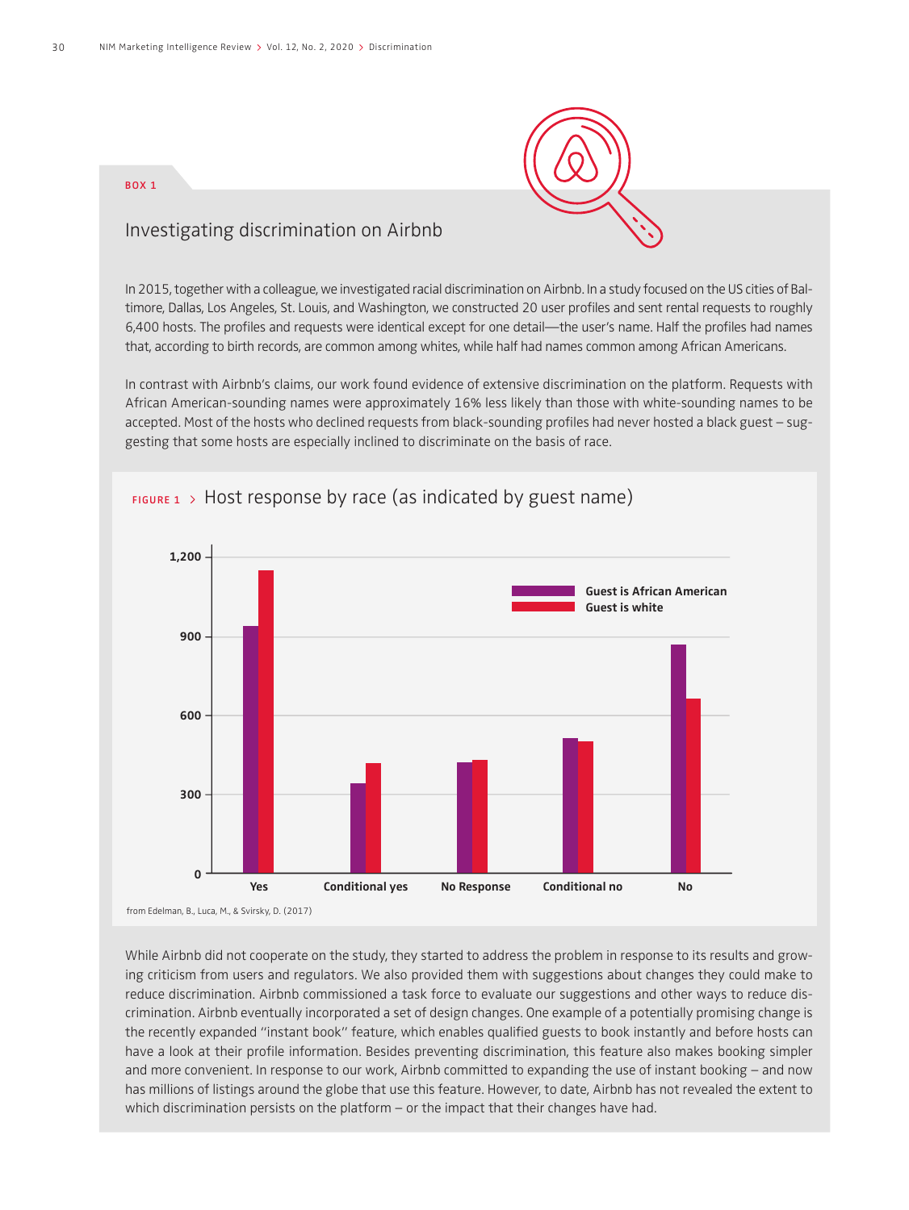BOX 1

## Investigating discrimination on Airbnb

In 2015, together with a colleague, we investigated racial discrimination on Airbnb. In a study focused on the US cities of Baltimore, Dallas, Los Angeles, St. Louis, and Washington, we constructed 20 user profiles and sent rental requests to roughly 6,400 hosts. The profiles and requests were identical except for one detail—the user's name. Half the profiles had names that, according to birth records, are common among whites, while half had names common among African Americans.

In contrast with Airbnb's claims, our work found evidence of extensive discrimination on the platform. Requests with African American-sounding names were approximately 16% less likely than those with white-sounding names to be accepted. Most of the hosts who declined requests from black-sounding profiles had never hosted a black guest – suggesting that some hosts are especially inclined to discriminate on the basis of race.

FIGURE 1 > Host response by race (as indicated by guest name)

from Edelman, B., Luca, M., & Svirsky, D. (2017)

While Airbnb did not cooperate on the study, they started to address the problem in response to its results and growing criticism from users and regulators. We also provided them with suggestions about changes they could make to reduce discrimination. Airbnb commissioned a task force to evaluate our suggestions and other ways to reduce discrimination. Airbnb eventually incorporated a set of design changes. One example of a potentially promising change is the recently expanded "instant book" feature, which enables qualified guests to book instantly and before hosts can have a look at their profile information. Besides preventing discrimination, this feature also makes booking simpler and more convenient. In response to our work, Airbnb committed to expanding the use of instant booking – and now has millions of listings around the globe that use this feature. However, to date, Airbnb has not revealed the extent to which discrimination persists on the platform – or the impact that their changes have had.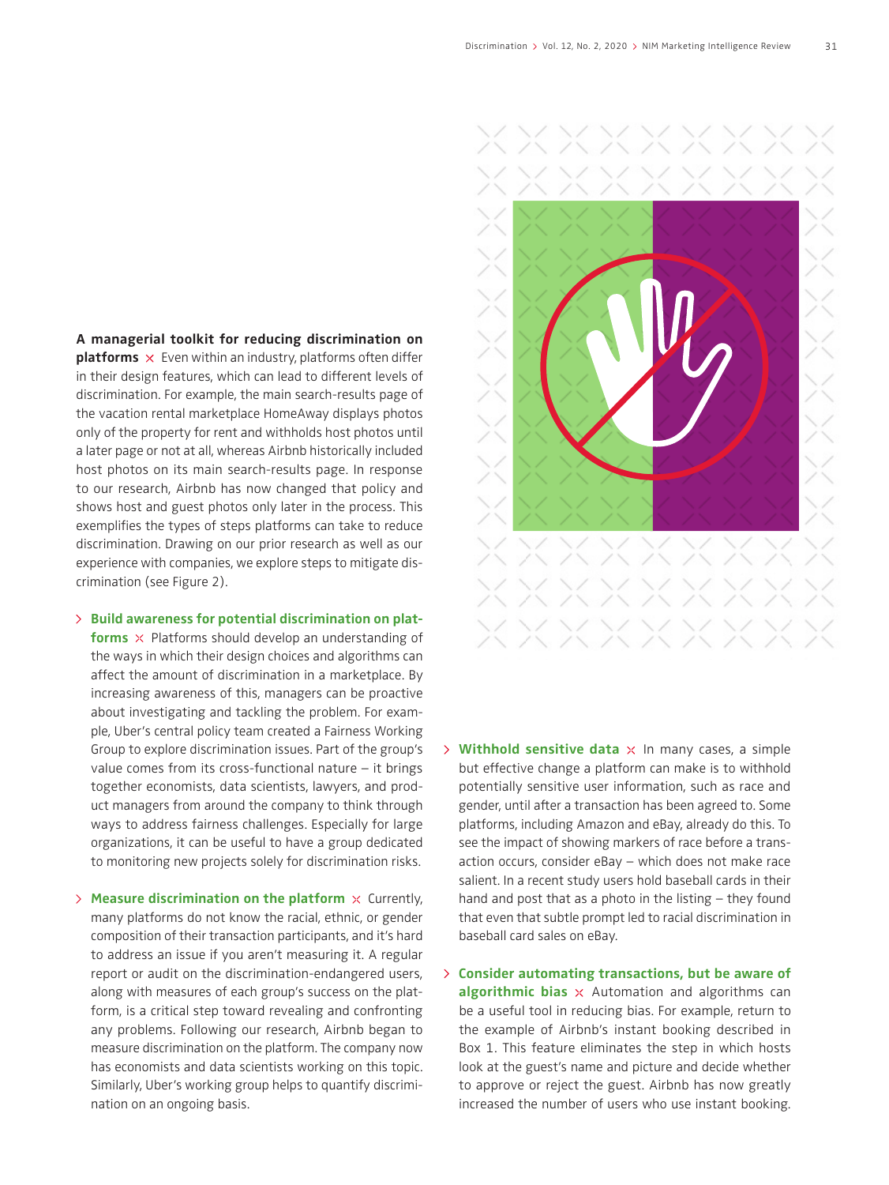**A managerial toolkit for reducing discrimination on platforms** × Even within an industry, platforms often differ in their design features, which can lead to different levels of discrimination. For example, the main search-results page of the vacation rental marketplace HomeAway displays photos only of the property for rent and withholds host photos until a later page or not at all, whereas Airbnb historically included host photos on its main search-results page. In response to our research, Airbnb has now changed that policy and shows host and guest photos only later in the process. This exemplifies the types of steps platforms can take to reduce discrimination. Drawing on our prior research as well as our experience with companies, we explore steps to mitigate discrimination (see Figure 2).

- **Build awareness for potential discrimination on platforms** × Platforms should develop an understanding of the ways in which their design choices and algorithms can affect the amount of discrimination in a marketplace. By increasing awareness of this, managers can be proactive about investigating and tackling the problem. For example, Uber's central policy team created a Fairness Working Group to explore discrimination issues. Part of the group's value comes from its cross-functional nature – it brings together economists, data scientists, lawyers, and product managers from around the company to think through ways to address fairness challenges. Especially for large organizations, it can be useful to have a group dedicated to monitoring new projects solely for discrimination risks.

- **Measure discrimination on the platform** × Currently, many platforms do not know the racial, ethnic, or gender composition of their transaction participants, and it's hard to address an issue if you aren't measuring it. A regular report or audit on the discrimination-endangered users, along with measures of each group's success on the platform, is a critical step toward revealing and confronting any problems. Following our research, Airbnb began to measure discrimination on the platform. The company now has economists and data scientists working on this topic. Similarly, Uber's working group helps to quantify discrimination on an ongoing basis.

- **Withhold sensitive data** × In many cases, a simple but effective change a platform can make is to withhold potentially sensitive user information, such as race and gender, until after a transaction has been agreed to. Some platforms, including Amazon and eBay, already do this. To see the impact of showing markers of race before a transaction occurs, consider eBay – which does not make race salient. In a recent study users hold baseball cards in their hand and post that as a photo in the listing – they found that even that subtle prompt led to racial discrimination in baseball card sales on eBay.

- **Consider automating transactions, but be aware of algorithmic bias** × Automation and algorithms can be a useful tool in reducing bias. For example, return to the example of Airbnb's instant booking described in Box 1. This feature eliminates the step in which hosts look at the guest's name and picture and decide whether to approve or reject the guest. Airbnb has now greatly increased the number of users who use instant booking.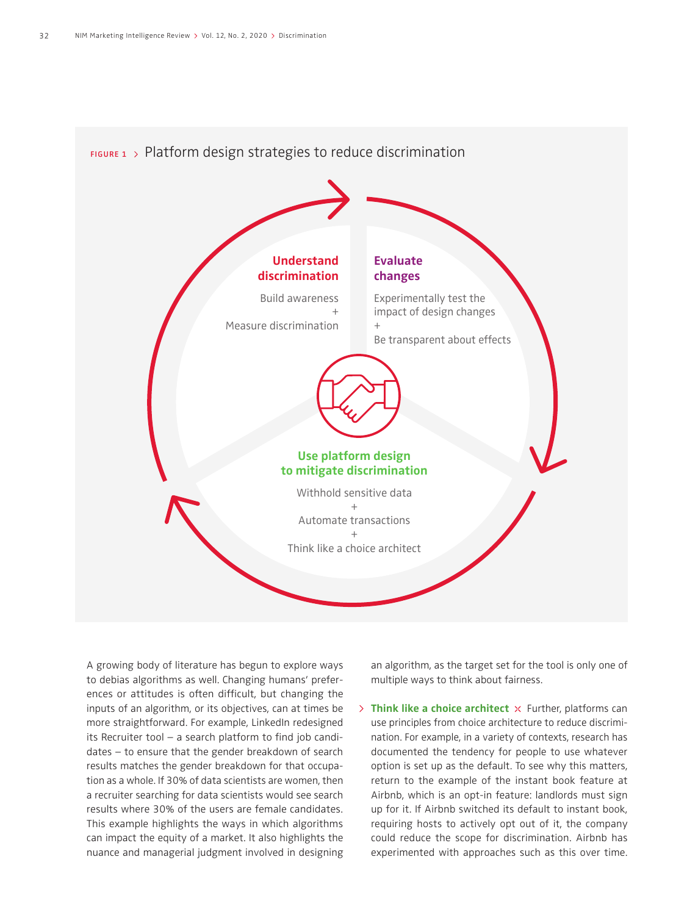**FIGURE 1 > Platform design strategies to reduce discrimination**

**Understand discrimination**

Build awareness
+
Measure discrimination

**Evaluate changes**

Experimentally test the impact of design changes
+
Be transparent about effects

**Use platform design to mitigate discrimination**

Withhold sensitive data
+
Automate transactions
+
Think like a choice architect

A growing body of literature has begun to explore ways to debias algorithms as well. Changing humans' preferences or attitudes is often difficult, but changing the inputs of an algorithm, or its objectives, can at times be more straightforward. For example, LinkedIn redesigned its Recruiter tool – a search platform to find job candidates – to ensure that the gender breakdown of search results matches the gender breakdown for that occupation as a whole. If 30% of data scientists are women, then a recruiter searching for data scientists would see search results where 30% of the users are female candidates. This example highlights the ways in which algorithms can impact the equity of a market. It also highlights the nuance and managerial judgment involved in designing an algorithm, as the target set for the tool is only one of multiple ways to think about fairness.

> **Think like a choice architect** × Further, platforms can use principles from choice architecture to reduce discrimination. For example, in a variety of contexts, research has documented the tendency for people to use whatever option is set up as the default. To see why this matters, return to the example of the instant book feature at Airbnb, which is an opt-in feature: landlords must sign up for it. If Airbnb switched its default to instant book, requiring hosts to actively opt out of it, the company could reduce the scope for discrimination. Airbnb has experimented with approaches such as this over time.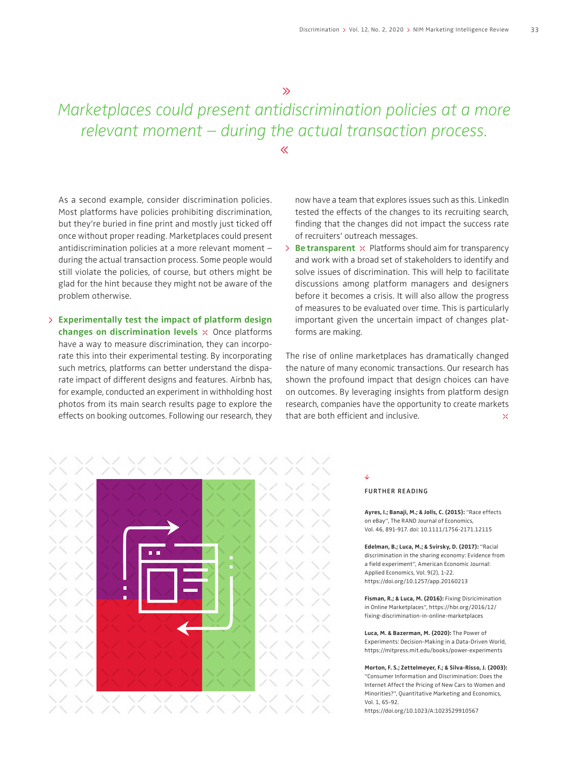*Marketplaces could present antidiscrimination policies at a more relevant moment – during the actual transaction process.*

As a second example, consider discrimination policies. Most platforms have policies prohibiting discrimination, but they're buried in fine print and mostly just ticked off once without proper reading. Marketplaces could present antidiscrimination policies at a more relevant moment – during the actual transaction process. Some people would still violate the policies, of course, but others might be glad for the hint because they might not be aware of the problem otherwise.

- **Experimentally test the impact of platform design changes on discrimination levels** Once platforms have a way to measure discrimination, they can incorporate this into their experimental testing. By incorporating such metrics, platforms can better understand the disparate impact of different designs and features. Airbnb has, for example, conducted an experiment in withholding host photos from its main search results page to explore the effects on booking outcomes. Following our research, they now have a team that explores issues such as this. LinkedIn tested the effects of the changes to its recruiting search, finding that the changes did not impact the success rate of recruiters' outreach messages.
- **Be transparent** Platforms should aim for transparency and work with a broad set of stakeholders to identify and solve issues of discrimination. This will help to facilitate discussions among platform managers and designers before it becomes a crisis. It will also allow the progress of measures to be evaluated over time. This is particularly important given the uncertain impact of changes platforms are making.

The rise of online marketplaces has dramatically changed the nature of many economic transactions. Our research has shown the profound impact that design choices can have on outcomes. By leveraging insights from platform design research, companies have the opportunity to create markets that are both efficient and inclusive.

### FURTHER READING

**Ayres, I.; Banaji, M.; & Jolls, C. (2015):** "Race effects on eBay", The RAND Journal of Economics, Vol. 46, 891-917. doi: 10.1111/1756-2171.12115

**Edelman, B.; Luca, M.; & Svirsky, D. (2017):** "Racial discrimination in the sharing economy: Evidence from a field experiment", American Economic Journal: Applied Economics, Vol. 9(2), 1-22. https://doi.org/10.1257/app.20160213

**Fisman, R.; & Luca, M. (2016):** Fixing Disricimination in Online Marketplaces", https://hbr.org/2016/12/fixing-discrimination-in-online-marketplaces

**Luca, M. & Bazerman, M. (2020):** The Power of Experiments: Decision-Making in a Data-Driven World, https://mitpress.mit.edu/books/power-experiments

**Morton, F. S.; Zettelmeyer, F.; & Silva-Risso, J. (2003):** "Consumer Information and Discrimination: Does the Internet Affect the Pricing of New Cars to Women and Minorities?", Quantitative Marketing and Economics, Vol. 1, 65-92. https://doi.org/10.1023/A:1023529910567